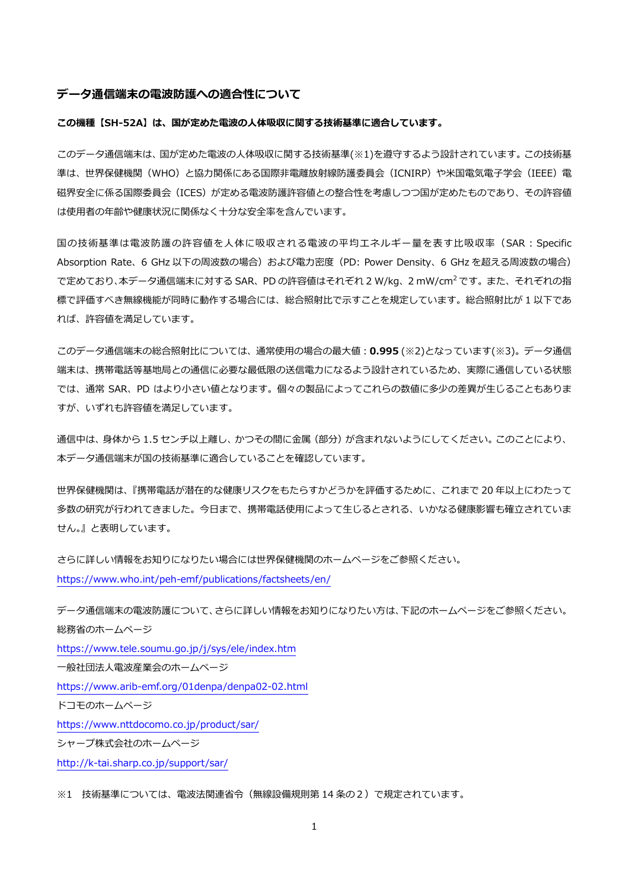## データ通信端末の電波防護への適合性について

**この機種【SH-52A】は、国が定めた電波の人体吸収に関する技術基準に適合しています。**

このデータ通信端末は、国が定めた電波の人体吸収に関する技術基準(※1)を遵守するよう設計されています。この技術基準は、世界保健機関（WHO）と協力関係にある国際非電離放射線防護委員会（ICNIRP）や米国電気電子学会（IEEE）電磁界安全に係る国際委員会（ICES）が定める電波防護許容値との整合性を考慮しつつ国が定めたものであり、その許容値は使用者の年齢や健康状況に関係なく十分な安全率を含んでいます。

国の技術基準は電波防護の許容値を人体に吸収される電波の平均エネルギー量を表す比吸収率（SAR：Specific Absorption Rate、6 GHz 以下の周波数の場合）および電力密度（PD: Power Density、6 GHz を超える周波数の場合）で定めており、本データ通信端末に対する SAR、PD の許容値はそれぞれ 2 W/kg、2 mW/$cm^2$ です。また、それぞれの指標で評価すべき無線機能が同時に動作する場合には、総合照射比で示すことを規定しています。総合照射比が 1 以下であれば、許容値を満足しています。

このデータ通信端末の総合照射比については、通常使用の場合の最大値：**0.995** (※2)となっています(※3)。データ通信端末は、携帯電話等基地局との通信に必要な最低限の送信電力になるよう設計されているため、実際に通信している状態では、通常 SAR、PD はより小さい値となります。個々の製品によってこれらの数値に多少の差異が生じることもありますが、いずれも許容値を満足しています。

通信中は、身体から 1.5 センチ以上離し、かつその間に金属 (部分) が含まれないようにしてください。このことにより、本データ通信端末が国の技術基準に適合していることを確認しています。

世界保健機関は、『携帯電話が潜在的な健康リスクをもたらすかどうかを評価するために、これまで 20 年以上にわたって多数の研究が行われてきました。今日まで、携帯電話使用によって生じるとされる、いかなる健康影響も確立されていません。』と表明しています。

さらに詳しい情報をお知りになりたい場合には世界保健機関のホームページをご参照ください。
https://www.who.int/peh-emf/publications/factsheets/en/

データ通信端末の電波防護について、さらに詳しい情報をお知りになりたい方は、下記のホームページをご参照ください。
総務省のホームページ
https://www.tele.soumu.go.jp/j/sys/ele/index.htm
一般社団法人電波産業会のホームページ
https://www.arib-emf.org/01denpa/denpa02-02.html
ドコモのホームページ
https://www.nttdocomo.co.jp/product/sar/
シャープ株式会社のホームページ
http://k-tai.sharp.co.jp/support/sar/

※1　技術基準については、電波法関連省令（無線設備規則第 14 条の２）で規定されています。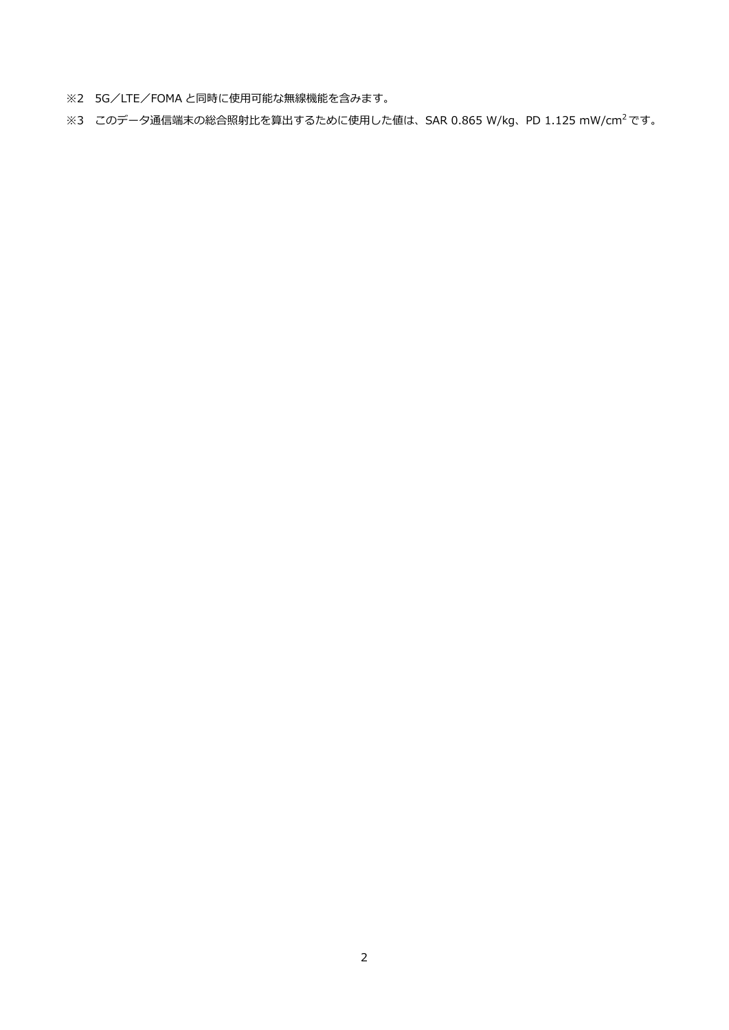※2　5G／LTE／FOMA と同時に使用可能な無線機能を含みます。

※3　このデータ通信端末の総合照射比を算出するために使用した値は、SAR 0.865 W/kg、PD 1.125 $mW/cm^2$ です。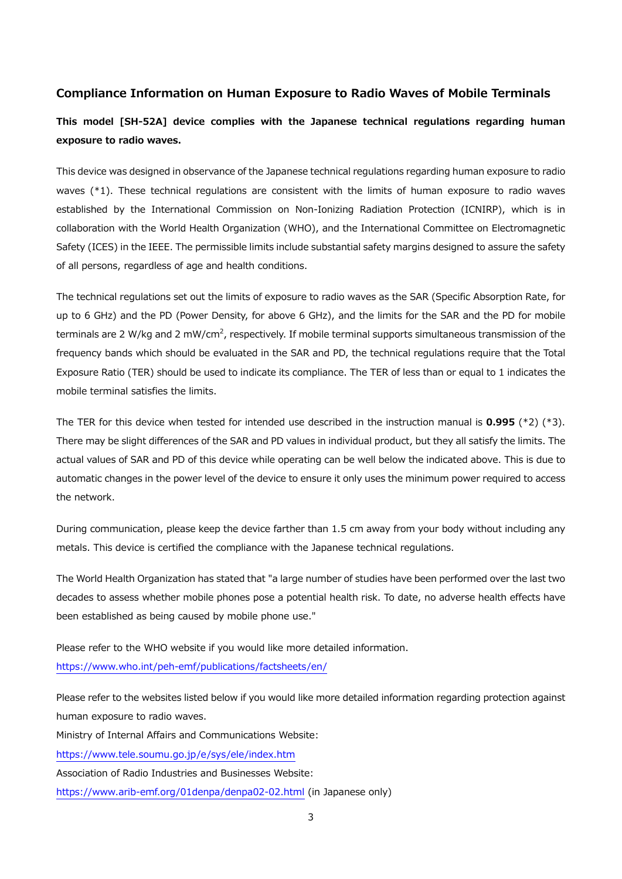## Compliance Information on Human Exposure to Radio Waves of Mobile Terminals

**This model [SH-52A] device complies with the Japanese technical regulations regarding human exposure to radio waves.**

This device was designed in observance of the Japanese technical regulations regarding human exposure to radio waves (*1). These technical regulations are consistent with the limits of human exposure to radio waves established by the International Commission on Non-Ionizing Radiation Protection (ICNIRP), which is in collaboration with the World Health Organization (WHO), and the International Committee on Electromagnetic Safety (ICES) in the IEEE. The permissible limits include substantial safety margins designed to assure the safety of all persons, regardless of age and health conditions.

The technical regulations set out the limits of exposure to radio waves as the SAR (Specific Absorption Rate, for up to 6 GHz) and the PD (Power Density, for above 6 GHz), and the limits for the SAR and the PD for mobile terminals are 2 W/kg and 2 mW/cm$^2$, respectively. If mobile terminal supports simultaneous transmission of the frequency bands which should be evaluated in the SAR and PD, the technical regulations require that the Total Exposure Ratio (TER) should be used to indicate its compliance. The TER of less than or equal to 1 indicates the mobile terminal satisfies the limits.

The TER for this device when tested for intended use described in the instruction manual is **0.995** (*2) (*3). There may be slight differences of the SAR and PD values in individual product, but they all satisfy the limits. The actual values of SAR and PD of this device while operating can be well below the indicated above. This is due to automatic changes in the power level of the device to ensure it only uses the minimum power required to access the network.

During communication, please keep the device farther than 1.5 cm away from your body without including any metals. This device is certified the compliance with the Japanese technical regulations.

The World Health Organization has stated that "a large number of studies have been performed over the last two decades to assess whether mobile phones pose a potential health risk. To date, no adverse health effects have been established as being caused by mobile phone use."

Please refer to the WHO website if you would like more detailed information.
https://www.who.int/peh-emf/publications/factsheets/en/

Please refer to the websites listed below if you would like more detailed information regarding protection against human exposure to radio waves.
Ministry of Internal Affairs and Communications Website:
https://www.tele.soumu.go.jp/e/sys/ele/index.htm
Association of Radio Industries and Businesses Website:
https://www.arib-emf.org/01denpa/denpa02-02.html (in Japanese only)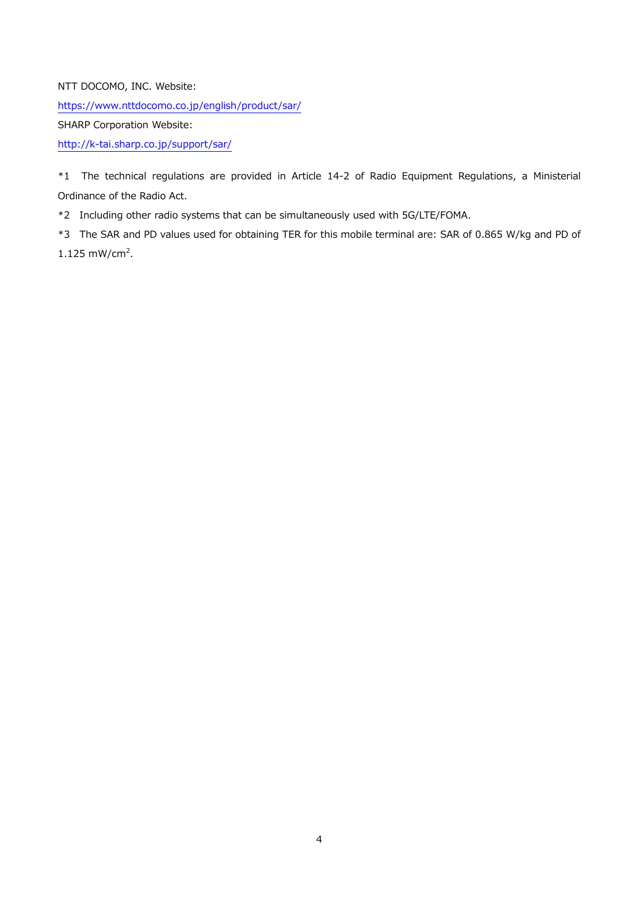NTT DOCOMO, INC. Website:

https://www.nttdocomo.co.jp/english/product/sar/

SHARP Corporation Website:

http://k-tai.sharp.co.jp/support/sar/

*1 The technical regulations are provided in Article 14-2 of Radio Equipment Regulations, a Ministerial Ordinance of the Radio Act.

*2 Including other radio systems that can be simultaneously used with 5G/LTE/FOMA.

*3 The SAR and PD values used for obtaining TER for this mobile terminal are: SAR of 0.865 W/kg and PD of 1.125 $mW/cm^2$.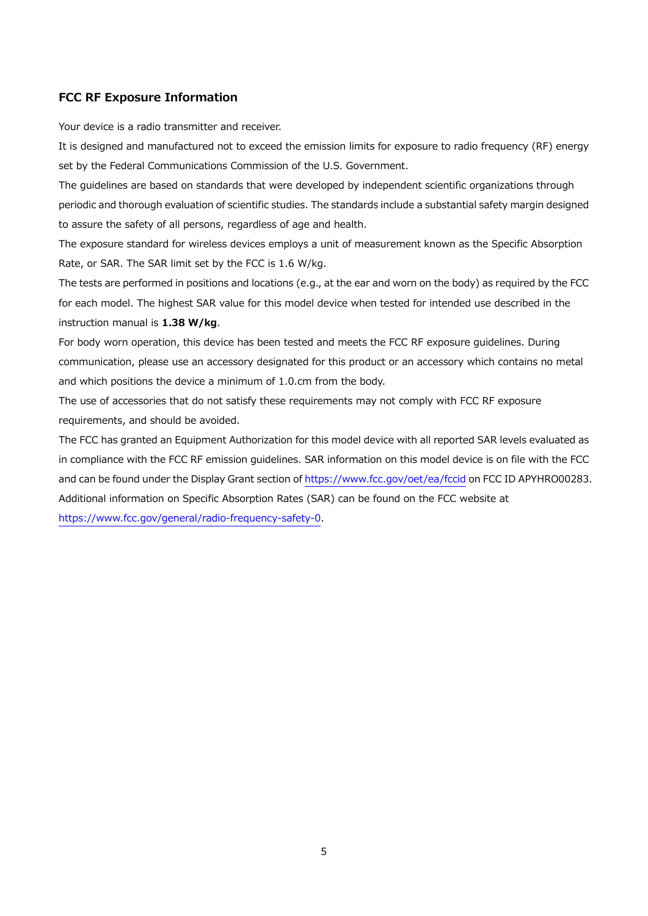## FCC RF Exposure Information

Your device is a radio transmitter and receiver.

It is designed and manufactured not to exceed the emission limits for exposure to radio frequency (RF) energy set by the Federal Communications Commission of the U.S. Government.

The guidelines are based on standards that were developed by independent scientific organizations through periodic and thorough evaluation of scientific studies. The standards include a substantial safety margin designed to assure the safety of all persons, regardless of age and health.

The exposure standard for wireless devices employs a unit of measurement known as the Specific Absorption Rate, or SAR. The SAR limit set by the FCC is 1.6 W/kg.

The tests are performed in positions and locations (e.g., at the ear and worn on the body) as required by the FCC for each model. The highest SAR value for this model device when tested for intended use described in the instruction manual is **1.38 W/kg**.

For body worn operation, this device has been tested and meets the FCC RF exposure guidelines. During communication, please use an accessory designated for this product or an accessory which contains no metal and which positions the device a minimum of 1.0.cm from the body.

The use of accessories that do not satisfy these requirements may not comply with FCC RF exposure requirements, and should be avoided.

The FCC has granted an Equipment Authorization for this model device with all reported SAR levels evaluated as in compliance with the FCC RF emission guidelines. SAR information on this model device is on file with the FCC and can be found under the Display Grant section of https://www.fcc.gov/oet/ea/fccid on FCC ID APYHRO00283.

Additional information on Specific Absorption Rates (SAR) can be found on the FCC website at https://www.fcc.gov/general/radio-frequency-safety-0.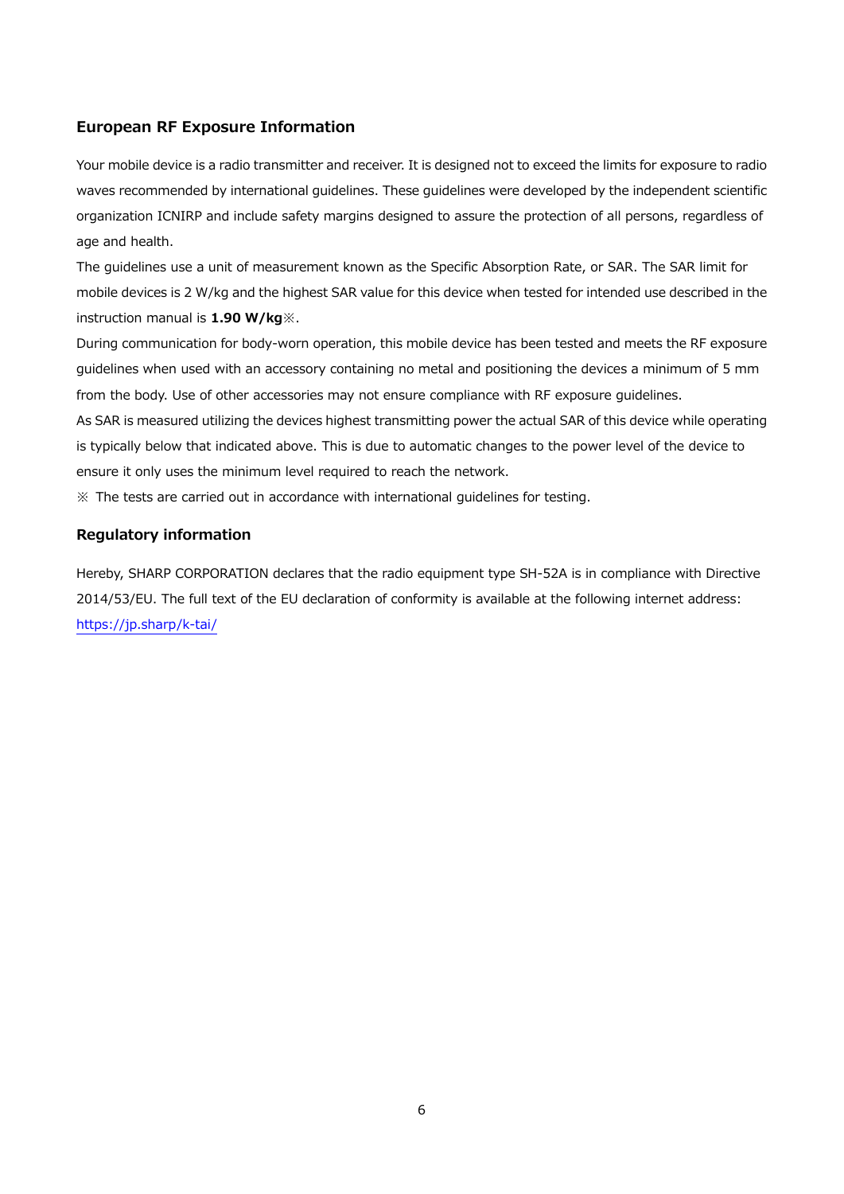## European RF Exposure Information

Your mobile device is a radio transmitter and receiver. It is designed not to exceed the limits for exposure to radio waves recommended by international guidelines. These guidelines were developed by the independent scientific organization ICNIRP and include safety margins designed to assure the protection of all persons, regardless of age and health.

The guidelines use a unit of measurement known as the Specific Absorption Rate, or SAR. The SAR limit for mobile devices is 2 W/kg and the highest SAR value for this device when tested for intended use described in the instruction manual is **1.90 W/kg**※.

During communication for body-worn operation, this mobile device has been tested and meets the RF exposure guidelines when used with an accessory containing no metal and positioning the devices a minimum of 5 mm from the body. Use of other accessories may not ensure compliance with RF exposure guidelines.

As SAR is measured utilizing the devices highest transmitting power the actual SAR of this device while operating is typically below that indicated above. This is due to automatic changes to the power level of the device to ensure it only uses the minimum level required to reach the network.

※ The tests are carried out in accordance with international guidelines for testing.

## Regulatory information

Hereby, SHARP CORPORATION declares that the radio equipment type SH-52A is in compliance with Directive 2014/53/EU. The full text of the EU declaration of conformity is available at the following internet address: https://jp.sharp/k-tai/